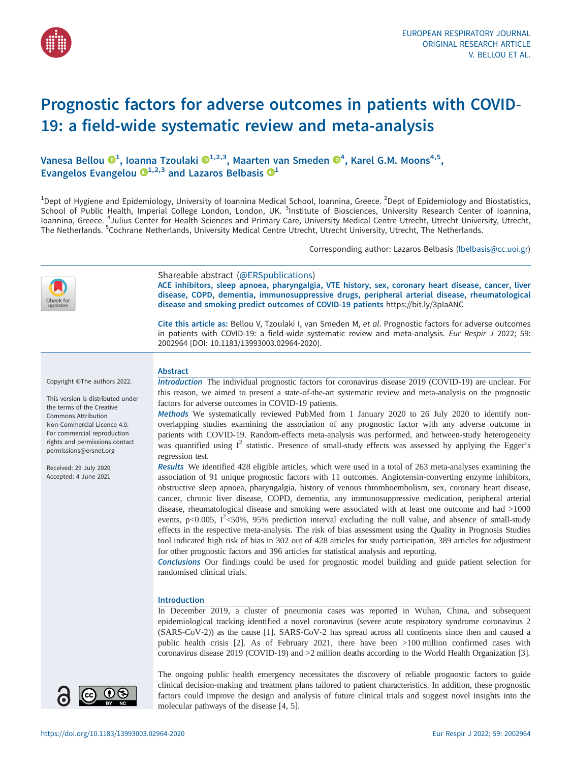# Prognostic factors for adverse outcomes in patients with COVID-19: a field-wide systematic review and meta-analysis

Vanesa Bellou [1], Ioanna Tzoulaki [1,2,3], Maarten van Smeden [4], Karel G.M. Moons [4,5], Evangelos Evangelou [1,2,3] and Lazaros Belbasis [1]

[1]Dept of Hygiene and Epidemiology, University of Ioannina Medical School, Ioannina, Greece. [2]Dept of Epidemiology and Biostatistics, School of Public Health, Imperial College London, London, UK. [3]Institute of Biosciences, University Research Center of Ioannina, Ioannina, Greece. [4]Julius Center for Health Sciences and Primary Care, University Medical Centre Utrecht, Utrecht University, Utrecht, The Netherlands. [5]Cochrane Netherlands, University Medical Centre Utrecht, Utrecht University, Utrecht, The Netherlands.

Corresponding author: Lazaros Belbasis (lbelbasis@cc.uoi.gr)

Shareable abstract (@ERSpublications)
ACE inhibitors, sleep apnoea, pharyngalgia, VTE history, sex, coronary heart disease, cancer, liver disease, COPD, dementia, immunosuppressive drugs, peripheral arterial disease, rheumatological disease and smoking predict outcomes of COVID-19 patients https://bit.ly/3pIaANC

**Cite this article as:** Bellou V, Tzoulaki I, van Smeden M, *et al*. Prognostic factors for adverse outcomes in patients with COVID-19: a field-wide systematic review and meta-analysis. *Eur Respir J* 2022; 59: 2002964 [DOI: 10.1183/13993003.02964-2020].

Copyright ©The authors 2022.

This version is distributed under the terms of the Creative Commons Attribution Non-Commercial Licence 4.0. For commercial reproduction rights and permissions contact permissions@ersnet.org

Received: 29 July 2020
Accepted: 4 June 2021

## Abstract

***Introduction*** The individual prognostic factors for coronavirus disease 2019 (COVID-19) are unclear. For this reason, we aimed to present a state-of-the-art systematic review and meta-analysis on the prognostic factors for adverse outcomes in COVID-19 patients.

***Methods*** We systematically reviewed PubMed from 1 January 2020 to 26 July 2020 to identify non-overlapping studies examining the association of any prognostic factor with any adverse outcome in patients with COVID-19. Random-effects meta-analysis was performed, and between-study heterogeneity was quantified using $I^2$ statistic. Presence of small-study effects was assessed by applying the Egger's regression test.

***Results*** We identified 428 eligible articles, which were used in a total of 263 meta-analyses examining the association of 91 unique prognostic factors with 11 outcomes. Angiotensin-converting enzyme inhibitors, obstructive sleep apnoea, pharyngalgia, history of venous thromboembolism, sex, coronary heart disease, cancer, chronic liver disease, COPD, dementia, any immunosuppressive medication, peripheral arterial disease, rheumatological disease and smoking were associated with at least one outcome and had >1000 events, $p<0.005$, $I^2<50\%$, 95% prediction interval excluding the null value, and absence of small-study effects in the respective meta-analysis. The risk of bias assessment using the Quality in Prognosis Studies tool indicated high risk of bias in 302 out of 428 articles for study participation, 389 articles for adjustment for other prognostic factors and 396 articles for statistical analysis and reporting.

***Conclusions*** Our findings could be used for prognostic model building and guide patient selection for randomised clinical trials.

## Introduction

In December 2019, a cluster of pneumonia cases was reported in Wuhan, China, and subsequent epidemiological tracking identified a novel coronavirus (severe acute respiratory syndrome coronavirus 2 (SARS-CoV-2)) as the cause [1]. SARS-CoV-2 has spread across all continents since then and caused a public health crisis [2]. As of February 2021, there have been >100 million confirmed cases with coronavirus disease 2019 (COVID-19) and >2 million deaths according to the World Health Organization [3].

The ongoing public health emergency necessitates the discovery of reliable prognostic factors to guide clinical decision-making and treatment plans tailored to patient characteristics. In addition, these prognostic factors could improve the design and analysis of future clinical trials and suggest novel insights into the molecular pathways of the disease [4, 5].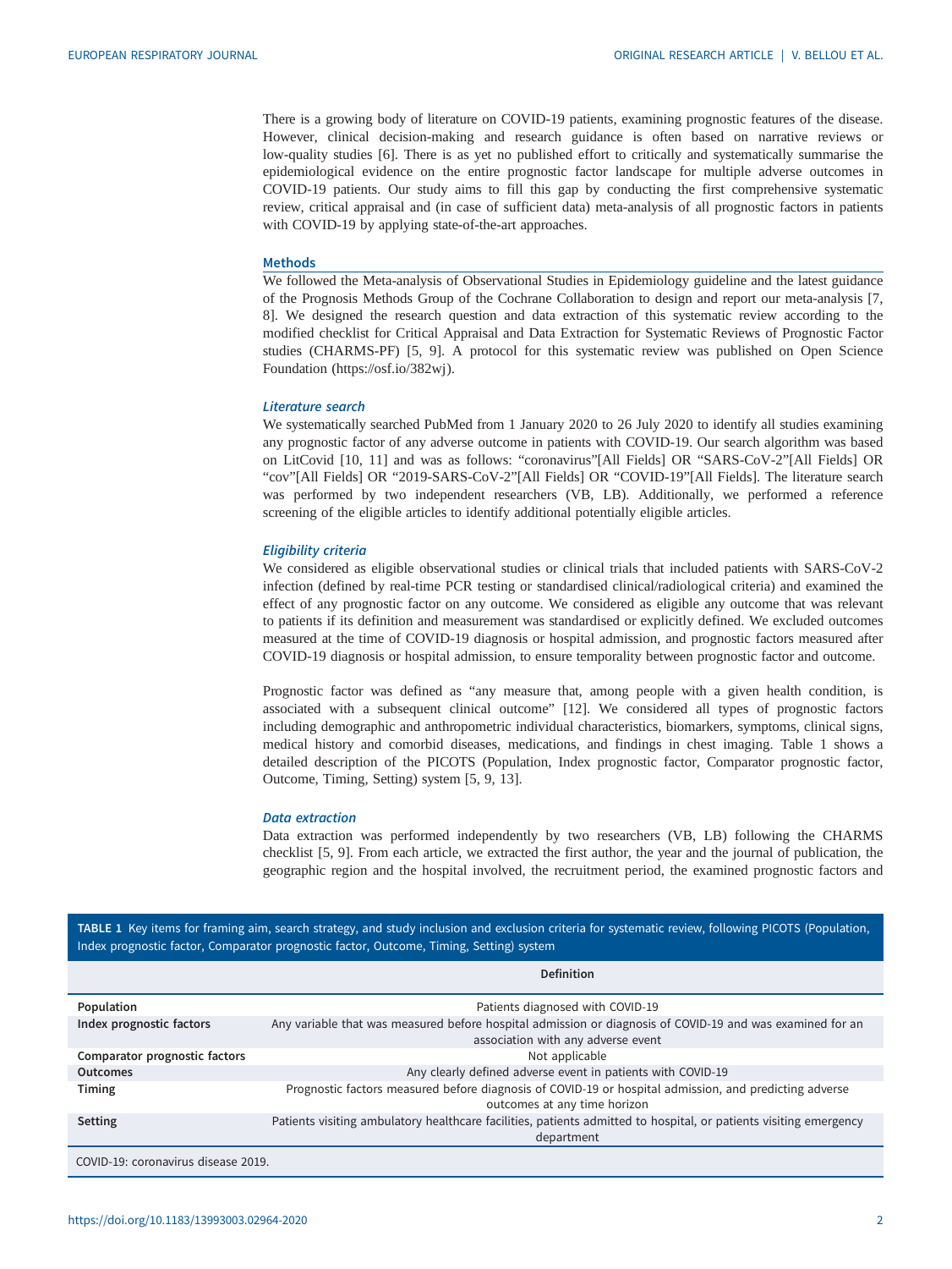There is a growing body of literature on COVID-19 patients, examining prognostic features of the disease. However, clinical decision-making and research guidance is often based on narrative reviews or low-quality studies [6]. There is as yet no published effort to critically and systematically summarise the epidemiological evidence on the entire prognostic factor landscape for multiple adverse outcomes in COVID-19 patients. Our study aims to fill this gap by conducting the first comprehensive systematic review, critical appraisal and (in case of sufficient data) meta-analysis of all prognostic factors in patients with COVID-19 by applying state-of-the-art approaches.

## Methods

We followed the Meta-analysis of Observational Studies in Epidemiology guideline and the latest guidance of the Prognosis Methods Group of the Cochrane Collaboration to design and report our meta-analysis [7, 8]. We designed the research question and data extraction of this systematic review according to the modified checklist for Critical Appraisal and Data Extraction for Systematic Reviews of Prognostic Factor studies (CHARMS-PF) [5, 9]. A protocol for this systematic review was published on Open Science Foundation (https://osf.io/382wj).

### *Literature search*

We systematically searched PubMed from 1 January 2020 to 26 July 2020 to identify all studies examining any prognostic factor of any adverse outcome in patients with COVID-19. Our search algorithm was based on LitCovid [10, 11] and was as follows: "coronavirus"[All Fields] OR "SARS-CoV-2"[All Fields] OR "cov"[All Fields] OR "2019-SARS-CoV-2"[All Fields] OR "COVID-19"[All Fields]. The literature search was performed by two independent researchers (VB, LB). Additionally, we performed a reference screening of the eligible articles to identify additional potentially eligible articles.

### *Eligibility criteria*

We considered as eligible observational studies or clinical trials that included patients with SARS-CoV-2 infection (defined by real-time PCR testing or standardised clinical/radiological criteria) and examined the effect of any prognostic factor on any outcome. We considered as eligible any outcome that was relevant to patients if its definition and measurement was standardised or explicitly defined. We excluded outcomes measured at the time of COVID-19 diagnosis or hospital admission, and prognostic factors measured after COVID-19 diagnosis or hospital admission, to ensure temporality between prognostic factor and outcome.

Prognostic factor was defined as "any measure that, among people with a given health condition, is associated with a subsequent clinical outcome" [12]. We considered all types of prognostic factors including demographic and anthropometric individual characteristics, biomarkers, symptoms, clinical signs, medical history and comorbid diseases, medications, and findings in chest imaging. Table 1 shows a detailed description of the PICOTS (Population, Index prognostic factor, Comparator prognostic factor, Outcome, Timing, Setting) system [5, 9, 13].

### *Data extraction*

Data extraction was performed independently by two researchers (VB, LB) following the CHARMS checklist [5, 9]. From each article, we extracted the first author, the year and the journal of publication, the geographic region and the hospital involved, the recruitment period, the examined prognostic factors and

**TABLE 1** Key items for framing aim, search strategy, and study inclusion and exclusion criteria for systematic review, following PICOTS (Population, Index prognostic factor, Comparator prognostic factor, Outcome, Timing, Setting) system

| | Definition |
|---|---|
| **Population** | Patients diagnosed with COVID-19 |
| **Index prognostic factors** | Any variable that was measured before hospital admission or diagnosis of COVID-19 and was examined for an association with any adverse event |
| **Comparator prognostic factors** | Not applicable |
| **Outcomes** | Any clearly defined adverse event in patients with COVID-19 |
| **Timing** | Prognostic factors measured before diagnosis of COVID-19 or hospital admission, and predicting adverse outcomes at any time horizon |
| **Setting** | Patients visiting ambulatory healthcare facilities, patients admitted to hospital, or patients visiting emergency department |

COVID-19: coronavirus disease 2019.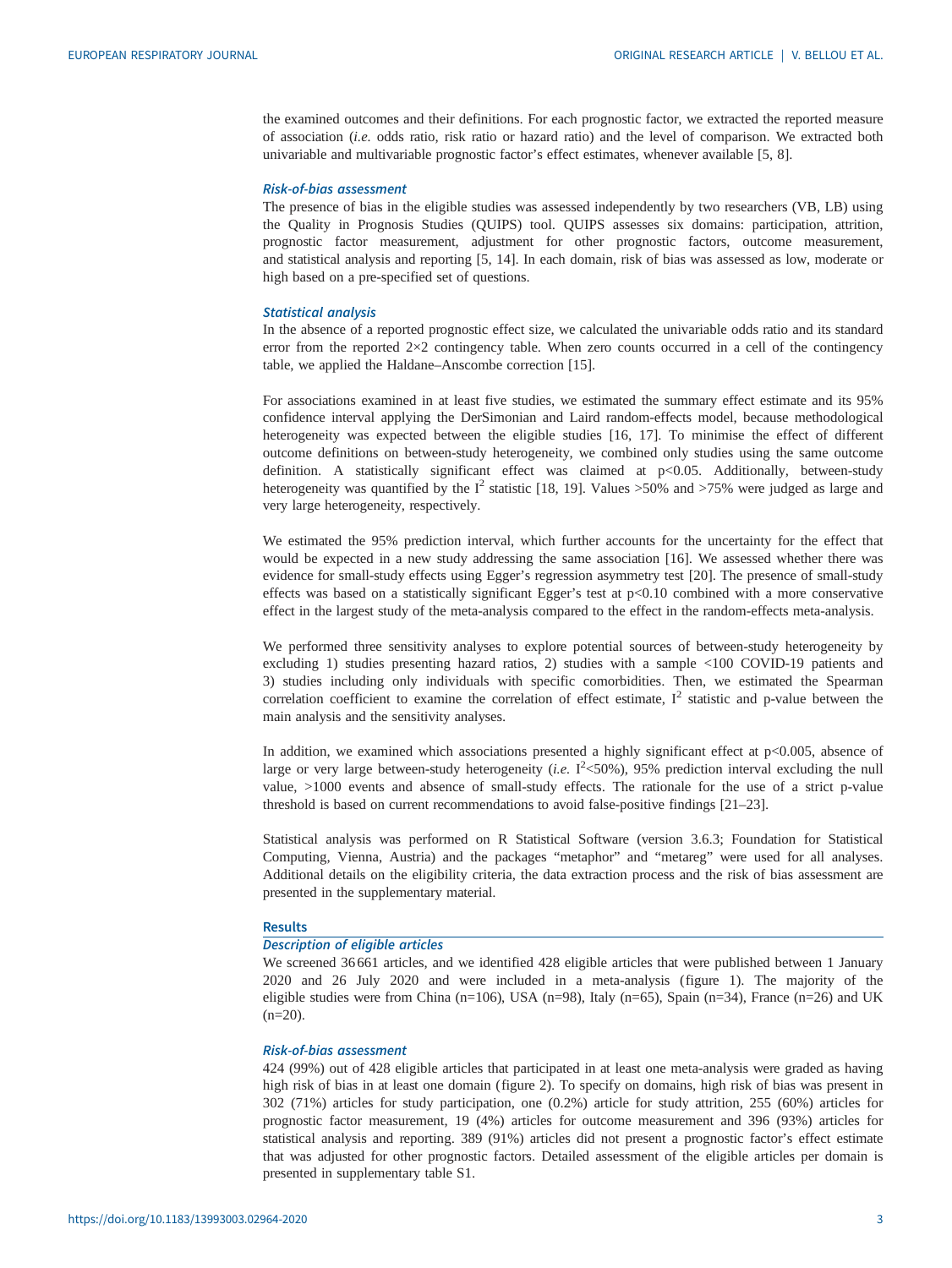the examined outcomes and their definitions. For each prognostic factor, we extracted the reported measure of association (*i.e.* odds ratio, risk ratio or hazard ratio) and the level of comparison. We extracted both univariable and multivariable prognostic factor's effect estimates, whenever available [5, 8].

### *Risk-of-bias assessment*

The presence of bias in the eligible studies was assessed independently by two researchers (VB, LB) using the Quality in Prognosis Studies (QUIPS) tool. QUIPS assesses six domains: participation, attrition, prognostic factor measurement, adjustment for other prognostic factors, outcome measurement, and statistical analysis and reporting [5, 14]. In each domain, risk of bias was assessed as low, moderate or high based on a pre-specified set of questions.

### *Statistical analysis*

In the absence of a reported prognostic effect size, we calculated the univariable odds ratio and its standard error from the reported 2×2 contingency table. When zero counts occurred in a cell of the contingency table, we applied the Haldane–Anscombe correction [15].

For associations examined in at least five studies, we estimated the summary effect estimate and its 95% confidence interval applying the DerSimonian and Laird random-effects model, because methodological heterogeneity was expected between the eligible studies [16, 17]. To minimise the effect of different outcome definitions on between-study heterogeneity, we combined only studies using the same outcome definition. A statistically significant effect was claimed at $p<0.05$. Additionally, between-study heterogeneity was quantified by the $I^2$ statistic [18, 19]. Values >50% and >75% were judged as large and very large heterogeneity, respectively.

We estimated the 95% prediction interval, which further accounts for the uncertainty for the effect that would be expected in a new study addressing the same association [16]. We assessed whether there was evidence for small-study effects using Egger's regression asymmetry test [20]. The presence of small-study effects was based on a statistically significant Egger's test at $p<0.10$ combined with a more conservative effect in the largest study of the meta-analysis compared to the effect in the random-effects meta-analysis.

We performed three sensitivity analyses to explore potential sources of between-study heterogeneity by excluding 1) studies presenting hazard ratios, 2) studies with a sample <100 COVID-19 patients and 3) studies including only individuals with specific comorbidities. Then, we estimated the Spearman correlation coefficient to examine the correlation of effect estimate, $I^2$ statistic and p-value between the main analysis and the sensitivity analyses.

In addition, we examined which associations presented a highly significant effect at $p<0.005$, absence of large or very large between-study heterogeneity (*i.e.* $I^2<50\%$), 95% prediction interval excluding the null value, >1000 events and absence of small-study effects. The rationale for the use of a strict p-value threshold is based on current recommendations to avoid false-positive findings [21–23].

Statistical analysis was performed on R Statistical Software (version 3.6.3; Foundation for Statistical Computing, Vienna, Austria) and the packages "metaphor" and "metareg" were used for all analyses. Additional details on the eligibility criteria, the data extraction process and the risk of bias assessment are presented in the supplementary material.

## Results

### *Description of eligible articles*

We screened 36 661 articles, and we identified 428 eligible articles that were published between 1 January 2020 and 26 July 2020 and were included in a meta-analysis (figure 1). The majority of the eligible studies were from China (n=106), USA (n=98), Italy (n=65), Spain (n=34), France (n=26) and UK (n=20).

### *Risk-of-bias assessment*

424 (99%) out of 428 eligible articles that participated in at least one meta-analysis were graded as having high risk of bias in at least one domain (figure 2). To specify on domains, high risk of bias was present in 302 (71%) articles for study participation, one (0.2%) article for study attrition, 255 (60%) articles for prognostic factor measurement, 19 (4%) articles for outcome measurement and 396 (93%) articles for statistical analysis and reporting. 389 (91%) articles did not present a prognostic factor's effect estimate that was adjusted for other prognostic factors. Detailed assessment of the eligible articles per domain is presented in supplementary table S1.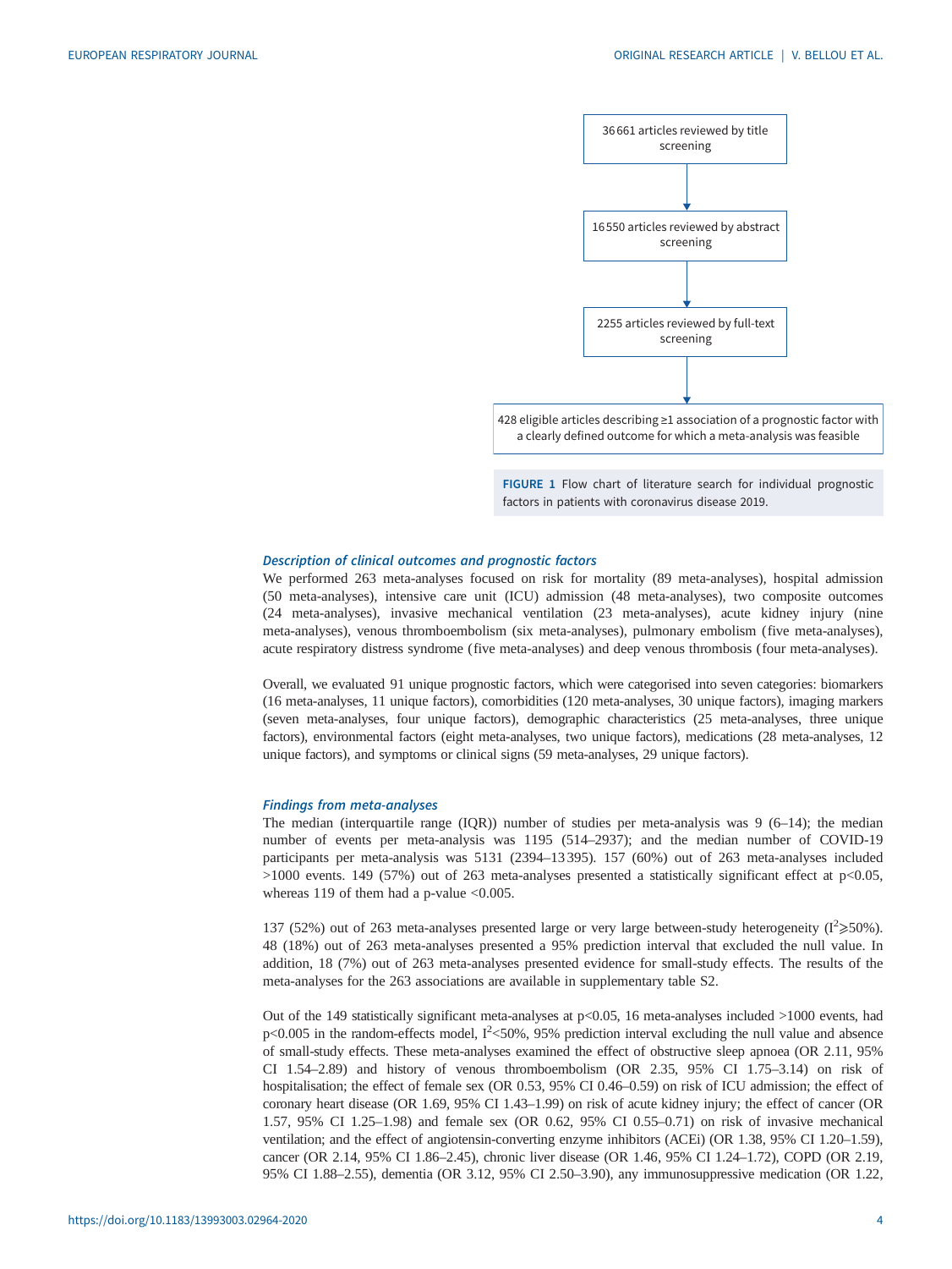36 661 articles reviewed by title screening

↓

16 550 articles reviewed by abstract screening

↓

2255 articles reviewed by full-text screening

↓

428 eligible articles describing ≥1 association of a prognostic factor with a clearly defined outcome for which a meta-analysis was feasible

**FIGURE 1** Flow chart of literature search for individual prognostic factors in patients with coronavirus disease 2019.

### *Description of clinical outcomes and prognostic factors*

We performed 263 meta-analyses focused on risk for mortality (89 meta-analyses), hospital admission (50 meta-analyses), intensive care unit (ICU) admission (48 meta-analyses), two composite outcomes (24 meta-analyses), invasive mechanical ventilation (23 meta-analyses), acute kidney injury (nine meta-analyses), venous thromboembolism (six meta-analyses), pulmonary embolism (five meta-analyses), acute respiratory distress syndrome (five meta-analyses) and deep venous thrombosis (four meta-analyses).

Overall, we evaluated 91 unique prognostic factors, which were categorised into seven categories: biomarkers (16 meta-analyses, 11 unique factors), comorbidities (120 meta-analyses, 30 unique factors), imaging markers (seven meta-analyses, four unique factors), demographic characteristics (25 meta-analyses, three unique factors), environmental factors (eight meta-analyses, two unique factors), medications (28 meta-analyses, 12 unique factors), and symptoms or clinical signs (59 meta-analyses, 29 unique factors).

### *Findings from meta-analyses*

The median (interquartile range (IQR)) number of studies per meta-analysis was 9 (6–14); the median number of events per meta-analysis was 1195 (514–2937); and the median number of COVID-19 participants per meta-analysis was 5131 (2394–13 395). 157 (60%) out of 263 meta-analyses included >1000 events. 149 (57%) out of 263 meta-analyses presented a statistically significant effect at $p<0.05$, whereas 119 of them had a p-value $<0.005$.

137 (52%) out of 263 meta-analyses presented large or very large between-study heterogeneity ($I^2 \geqslant 50\%$). 48 (18%) out of 263 meta-analyses presented a 95% prediction interval that excluded the null value. In addition, 18 (7%) out of 263 meta-analyses presented evidence for small-study effects. The results of the meta-analyses for the 263 associations are available in supplementary table S2.

Out of the 149 statistically significant meta-analyses at $p<0.05$, 16 meta-analyses included >1000 events, had $p<0.005$ in the random-effects model, $I^2<50\%$, 95% prediction interval excluding the null value and absence of small-study effects. These meta-analyses examined the effect of obstructive sleep apnoea (OR 2.11, 95% CI 1.54–2.89) and history of venous thromboembolism (OR 2.35, 95% CI 1.75–3.14) on risk of hospitalisation; the effect of female sex (OR 0.53, 95% CI 0.46–0.59) on risk of ICU admission; the effect of coronary heart disease (OR 1.69, 95% CI 1.43–1.99) on risk of acute kidney injury; the effect of cancer (OR 1.57, 95% CI 1.25–1.98) and female sex (OR 0.62, 95% CI 0.55–0.71) on risk of invasive mechanical ventilation; and the effect of angiotensin-converting enzyme inhibitors (ACEi) (OR 1.38, 95% CI 1.20–1.59), cancer (OR 2.14, 95% CI 1.86–2.45), chronic liver disease (OR 1.46, 95% CI 1.24–1.72), COPD (OR 2.19, 95% CI 1.88–2.55), dementia (OR 3.12, 95% CI 2.50–3.90), any immunosuppressive medication (OR 1.22,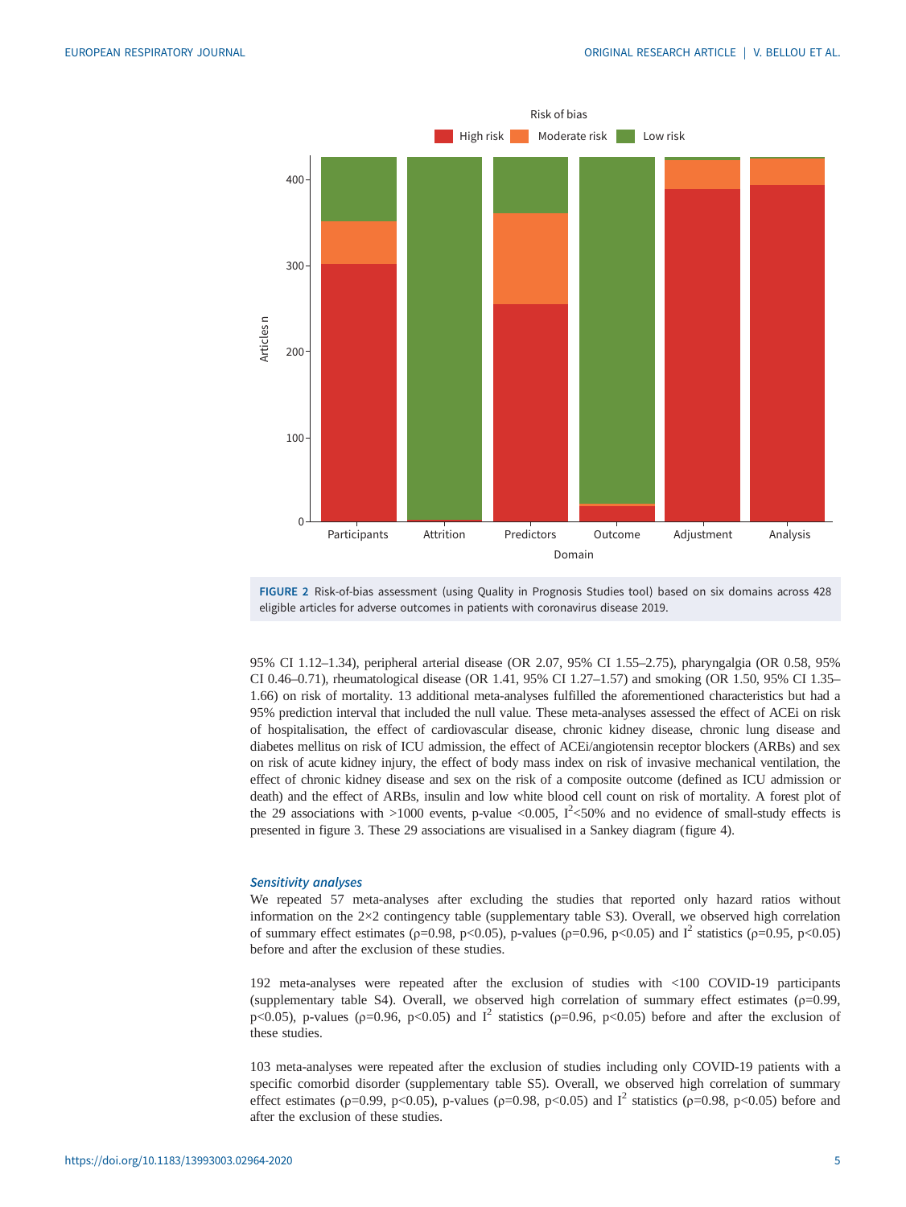FIGURE 2 Risk-of-bias assessment (using Quality in Prognosis Studies tool) based on six domains across 428 eligible articles for adverse outcomes in patients with coronavirus disease 2019.

95% CI 1.12–1.34), peripheral arterial disease (OR 2.07, 95% CI 1.55–2.75), pharyngalgia (OR 0.58, 95% CI 0.46–0.71), rheumatological disease (OR 1.41, 95% CI 1.27–1.57) and smoking (OR 1.50, 95% CI 1.35–1.66) on risk of mortality. 13 additional meta-analyses fulfilled the aforementioned characteristics but had a 95% prediction interval that included the null value. These meta-analyses assessed the effect of ACEi on risk of hospitalisation, the effect of cardiovascular disease, chronic kidney disease, chronic lung disease and diabetes mellitus on risk of ICU admission, the effect of ACEi/angiotensin receptor blockers (ARBs) and sex on risk of acute kidney injury, the effect of body mass index on risk of invasive mechanical ventilation, the effect of chronic kidney disease and sex on the risk of a composite outcome (defined as ICU admission or death) and the effect of ARBs, insulin and low white blood cell count on risk of mortality. A forest plot of the 29 associations with >1000 events, p-value <0.005, $I^2$<50% and no evidence of small-study effects is presented in figure 3. These 29 associations are visualised in a Sankey diagram (figure 4).

### *Sensitivity analyses*

We repeated 57 meta-analyses after excluding the studies that reported only hazard ratios without information on the 2×2 contingency table (supplementary table S3). Overall, we observed high correlation of summary effect estimates (ρ=0.98, p<0.05), p-values (ρ=0.96, p<0.05) and $I^2$ statistics (ρ=0.95, p<0.05) before and after the exclusion of these studies.

192 meta-analyses were repeated after the exclusion of studies with <100 COVID-19 participants (supplementary table S4). Overall, we observed high correlation of summary effect estimates (ρ=0.99, p<0.05), p-values (ρ=0.96, p<0.05) and $I^2$ statistics (ρ=0.96, p<0.05) before and after the exclusion of these studies.

103 meta-analyses were repeated after the exclusion of studies including only COVID-19 patients with a specific comorbid disorder (supplementary table S5). Overall, we observed high correlation of summary effect estimates (ρ=0.99, p<0.05), p-values (ρ=0.98, p<0.05) and $I^2$ statistics (ρ=0.98, p<0.05) before and after the exclusion of these studies.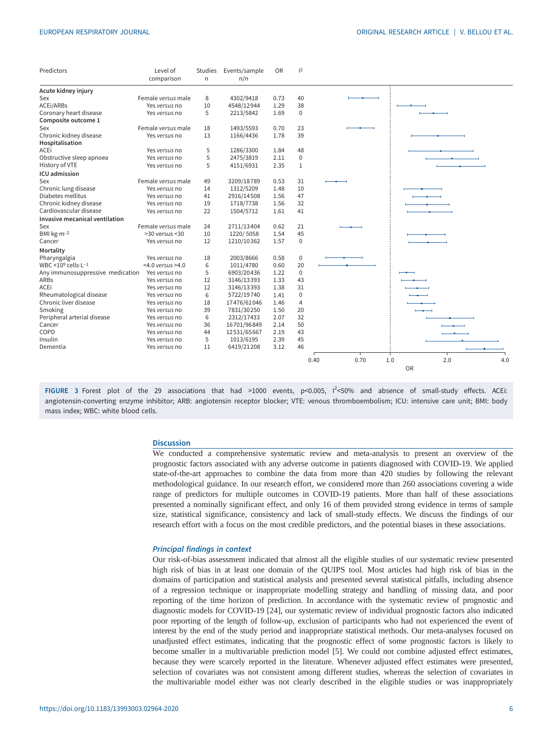| Predictors | Level of comparison | Studies n | Events/sample n/n | OR | I² |
|---|---|---|---|---|---|
| **Acute kidney injury** | | | | | |
| Sex | Female *versus* male | 8 | 4302/9418 | 0.73 | 40 |
| ACEi/ARBs | Yes *versus* no | 10 | 4548/12944 | 1.29 | 38 |
| Coronary heart disease | Yes *versus* no | 5 | 2213/5842 | 1.69 | 0 |
| **Composite outcome 1** | | | | | |
| Sex | Female *versus* male | 18 | 1493/5593 | 0.70 | 23 |
| Chronic kidney disease | Yes *versus* no | 13 | 1166/4436 | 1.78 | 39 |
| **Hospitalisation** | | | | | |
| ACEi | Yes *versus* no | 5 | 1286/3300 | 1.84 | 48 |
| Obstructive sleep apnoea | Yes *versus* no | 5 | 2475/3819 | 2.11 | 0 |
| History of VTE | Yes *versus* no | 5 | 4151/6931 | 2.35 | 1 |
| **ICU admission** | | | | | |
| Sex | Female *versus* male | 49 | 3209/18789 | 0.53 | 31 |
| Chronic lung disease | Yes *versus* no | 14 | 1312/5209 | 1.48 | 10 |
| Diabetes mellitus | Yes *versus* no | 41 | 2916/14508 | 1.56 | 47 |
| Chronic kidney disease | Yes *versus* no | 19 | 1718/7738 | 1.56 | 32 |
| Cardiovascular disease | Yes *versus* no | 22 | 1504/5712 | 1.61 | 41 |
| **Invasive mecanical ventilation** | | | | | |
| Sex | Female *versus* male | 24 | 2711/13404 | 0.62 | 21 |
| BMI kg·m⁻² | >30 versus <30 | 10 | 1220/ 5058 | 1.54 | 45 |
| Cancer | Yes *versus* no | 12 | 1210/10362 | 1.57 | 0 |
| **Mortality** | | | | | |
| Pharyngalgia | Yes *versus* no | 18 | 2003/8666 | 0.58 | 0 |
| WBC ×10⁹ cells·L⁻¹ | <4.0 *versus* >4.0 | 6 | 1011/4780 | 0.60 | 20 |
| Any immunosuppressive medication | Yes *versus* no | 5 | 6903/20436 | 1.22 | 0 |
| ARBs | Yes *versus* no | 12 | 3146/13393 | 1.33 | 43 |
| ACEi | Yes *versus* no | 12 | 3146/13393 | 1.38 | 31 |
| Rheumatological disease | Yes *versus* no | 6 | 5722/19740 | 1.41 | 0 |
| Chronic liver disease | Yes *versus* no | 18 | 17476/61046 | 1.46 | 4 |
| Smoking | Yes *versus* no | 39 | 7831/30250 | 1.50 | 20 |
| Peripheral arterial disease | Yes *versus* no | 6 | 2312/17433 | 2.07 | 32 |
| Cancer | Yes *versus* no | 36 | 16701/96849 | 2.14 | 50 |
| COPD | Yes *versus* no | 44 | 12531/65667 | 2.19 | 43 |
| Insulin | Yes *versus* no | 5 | 1013/6195 | 2.39 | 45 |
| Dementia | Yes *versus* no | 11 | 6419/21208 | 3.12 | 46 |

**FIGURE 3** Forest plot of the 29 associations that had >1000 events, p<0.005, $I^2$<50% and absence of small-study effects. ACEi: angiotensin-converting enzyme inhibitor; ARB: angiotensin receptor blocker; VTE: venous thromboembolism; ICU: intensive care unit; BMI: body mass index; WBC: white blood cells.

## Discussion

We conducted a comprehensive systematic review and meta-analysis to present an overview of the prognostic factors associated with any adverse outcome in patients diagnosed with COVID-19. We applied state-of-the-art approaches to combine the data from more than 420 studies by following the relevant methodological guidance. In our research effort, we considered more than 260 associations covering a wide range of predictors for multiple outcomes in COVID-19 patients. More than half of these associations presented a nominally significant effect, and only 16 of them provided strong evidence in terms of sample size, statistical significance, consistency and lack of small-study effects. We discuss the findings of our research effort with a focus on the most credible predictors, and the potential biases in these associations.

### *Principal findings in context*

Our risk-of-bias assessment indicated that almost all the eligible studies of our systematic review presented high risk of bias in at least one domain of the QUIPS tool. Most articles had high risk of bias in the domains of participation and statistical analysis and presented several statistical pitfalls, including absence of a regression technique or inappropriate modelling strategy and handling of missing data, and poor reporting of the time horizon of prediction. In accordance with the systematic review of prognostic and diagnostic models for COVID-19 [24], our systematic review of individual prognostic factors also indicated poor reporting of the length of follow-up, exclusion of participants who had not experienced the event of interest by the end of the study period and inappropriate statistical methods. Our meta-analyses focused on unadjusted effect estimates, indicating that the prognostic effect of some prognostic factors is likely to become smaller in a multivariable prediction model [5]. We could not combine adjusted effect estimates, because they were scarcely reported in the literature. Whenever adjusted effect estimates were presented, selection of covariates was not consistent among different studies, whereas the selection of covariates in the multivariable model either was not clearly described in the eligible studies or was inappropriately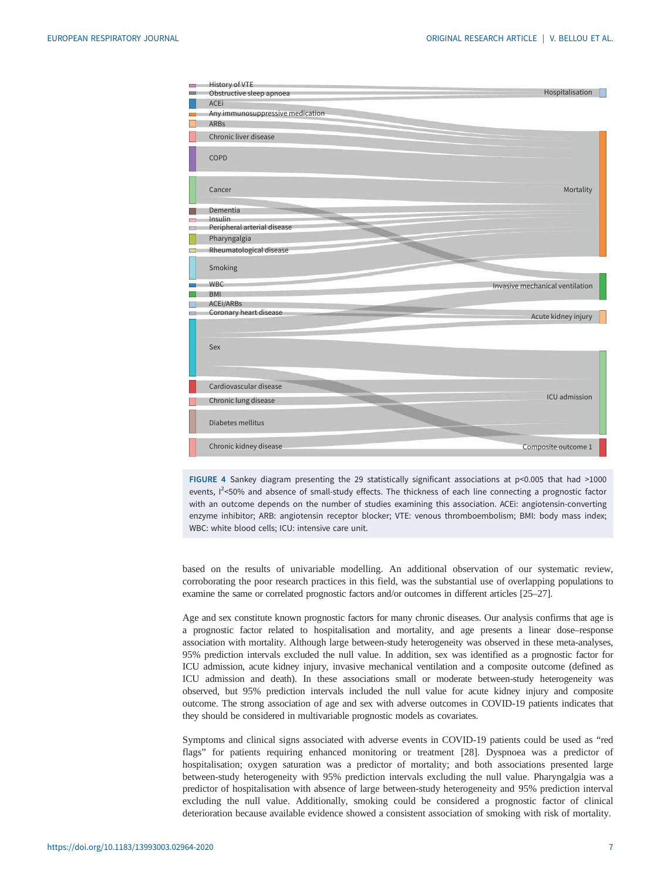FIGURE 4 Sankey diagram presenting the 29 statistically significant associations at p<0.005 that had >1000 events, $I^2$<50% and absence of small-study effects. The thickness of each line connecting a prognostic factor with an outcome depends on the number of studies examining this association. ACEi: angiotensin-converting enzyme inhibitor; ARB: angiotensin receptor blocker; VTE: venous thromboembolism; BMI: body mass index; WBC: white blood cells; ICU: intensive care unit.

based on the results of univariable modelling. An additional observation of our systematic review, corroborating the poor research practices in this field, was the substantial use of overlapping populations to examine the same or correlated prognostic factors and/or outcomes in different articles [25–27].

Age and sex constitute known prognostic factors for many chronic diseases. Our analysis confirms that age is a prognostic factor related to hospitalisation and mortality, and age presents a linear dose–response association with mortality. Although large between-study heterogeneity was observed in these meta-analyses, 95% prediction intervals excluded the null value. In addition, sex was identified as a prognostic factor for ICU admission, acute kidney injury, invasive mechanical ventilation and a composite outcome (defined as ICU admission and death). In these associations small or moderate between-study heterogeneity was observed, but 95% prediction intervals included the null value for acute kidney injury and composite outcome. The strong association of age and sex with adverse outcomes in COVID-19 patients indicates that they should be considered in multivariable prognostic models as covariates.

Symptoms and clinical signs associated with adverse events in COVID-19 patients could be used as "red flags" for patients requiring enhanced monitoring or treatment [28]. Dyspnoea was a predictor of hospitalisation; oxygen saturation was a predictor of mortality; and both associations presented large between-study heterogeneity with 95% prediction intervals excluding the null value. Pharyngalgia was a predictor of hospitalisation with absence of large between-study heterogeneity and 95% prediction interval excluding the null value. Additionally, smoking could be considered a prognostic factor of clinical deterioration because available evidence showed a consistent association of smoking with risk of mortality.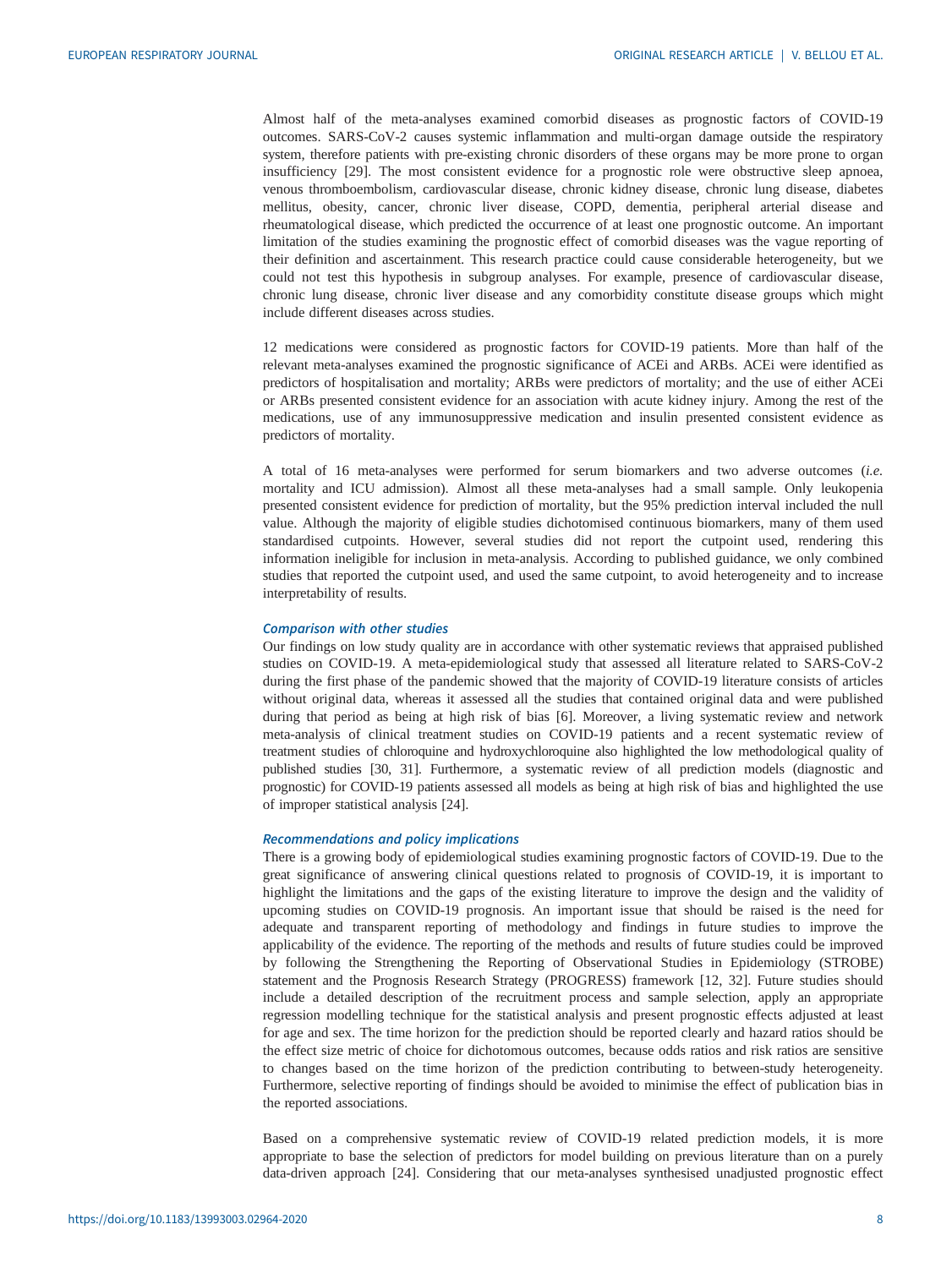Almost half of the meta-analyses examined comorbid diseases as prognostic factors of COVID-19 outcomes. SARS-CoV-2 causes systemic inflammation and multi-organ damage outside the respiratory system, therefore patients with pre-existing chronic disorders of these organs may be more prone to organ insufficiency [29]. The most consistent evidence for a prognostic role were obstructive sleep apnoea, venous thromboembolism, cardiovascular disease, chronic kidney disease, chronic lung disease, diabetes mellitus, obesity, cancer, chronic liver disease, COPD, dementia, peripheral arterial disease and rheumatological disease, which predicted the occurrence of at least one prognostic outcome. An important limitation of the studies examining the prognostic effect of comorbid diseases was the vague reporting of their definition and ascertainment. This research practice could cause considerable heterogeneity, but we could not test this hypothesis in subgroup analyses. For example, presence of cardiovascular disease, chronic lung disease, chronic liver disease and any comorbidity constitute disease groups which might include different diseases across studies.

12 medications were considered as prognostic factors for COVID-19 patients. More than half of the relevant meta-analyses examined the prognostic significance of ACEi and ARBs. ACEi were identified as predictors of hospitalisation and mortality; ARBs were predictors of mortality; and the use of either ACEi or ARBs presented consistent evidence for an association with acute kidney injury. Among the rest of the medications, use of any immunosuppressive medication and insulin presented consistent evidence as predictors of mortality.

A total of 16 meta-analyses were performed for serum biomarkers and two adverse outcomes (*i.e.* mortality and ICU admission). Almost all these meta-analyses had a small sample. Only leukopenia presented consistent evidence for prediction of mortality, but the 95% prediction interval included the null value. Although the majority of eligible studies dichotomised continuous biomarkers, many of them used standardised cutpoints. However, several studies did not report the cutpoint used, rendering this information ineligible for inclusion in meta-analysis. According to published guidance, we only combined studies that reported the cutpoint used, and used the same cutpoint, to avoid heterogeneity and to increase interpretability of results.

### Comparison with other studies

Our findings on low study quality are in accordance with other systematic reviews that appraised published studies on COVID-19. A meta-epidemiological study that assessed all literature related to SARS-CoV-2 during the first phase of the pandemic showed that the majority of COVID-19 literature consists of articles without original data, whereas it assessed all the studies that contained original data and were published during that period as being at high risk of bias [6]. Moreover, a living systematic review and network meta-analysis of clinical treatment studies on COVID-19 patients and a recent systematic review of treatment studies of chloroquine and hydroxychloroquine also highlighted the low methodological quality of published studies [30, 31]. Furthermore, a systematic review of all prediction models (diagnostic and prognostic) for COVID-19 patients assessed all models as being at high risk of bias and highlighted the use of improper statistical analysis [24].

### Recommendations and policy implications

There is a growing body of epidemiological studies examining prognostic factors of COVID-19. Due to the great significance of answering clinical questions related to prognosis of COVID-19, it is important to highlight the limitations and the gaps of the existing literature to improve the design and the validity of upcoming studies on COVID-19 prognosis. An important issue that should be raised is the need for adequate and transparent reporting of methodology and findings in future studies to improve the applicability of the evidence. The reporting of the methods and results of future studies could be improved by following the Strengthening the Reporting of Observational Studies in Epidemiology (STROBE) statement and the Prognosis Research Strategy (PROGRESS) framework [12, 32]. Future studies should include a detailed description of the recruitment process and sample selection, apply an appropriate regression modelling technique for the statistical analysis and present prognostic effects adjusted at least for age and sex. The time horizon for the prediction should be reported clearly and hazard ratios should be the effect size metric of choice for dichotomous outcomes, because odds ratios and risk ratios are sensitive to changes based on the time horizon of the prediction contributing to between-study heterogeneity. Furthermore, selective reporting of findings should be avoided to minimise the effect of publication bias in the reported associations.

Based on a comprehensive systematic review of COVID-19 related prediction models, it is more appropriate to base the selection of predictors for model building on previous literature than on a purely data-driven approach [24]. Considering that our meta-analyses synthesised unadjusted prognostic effect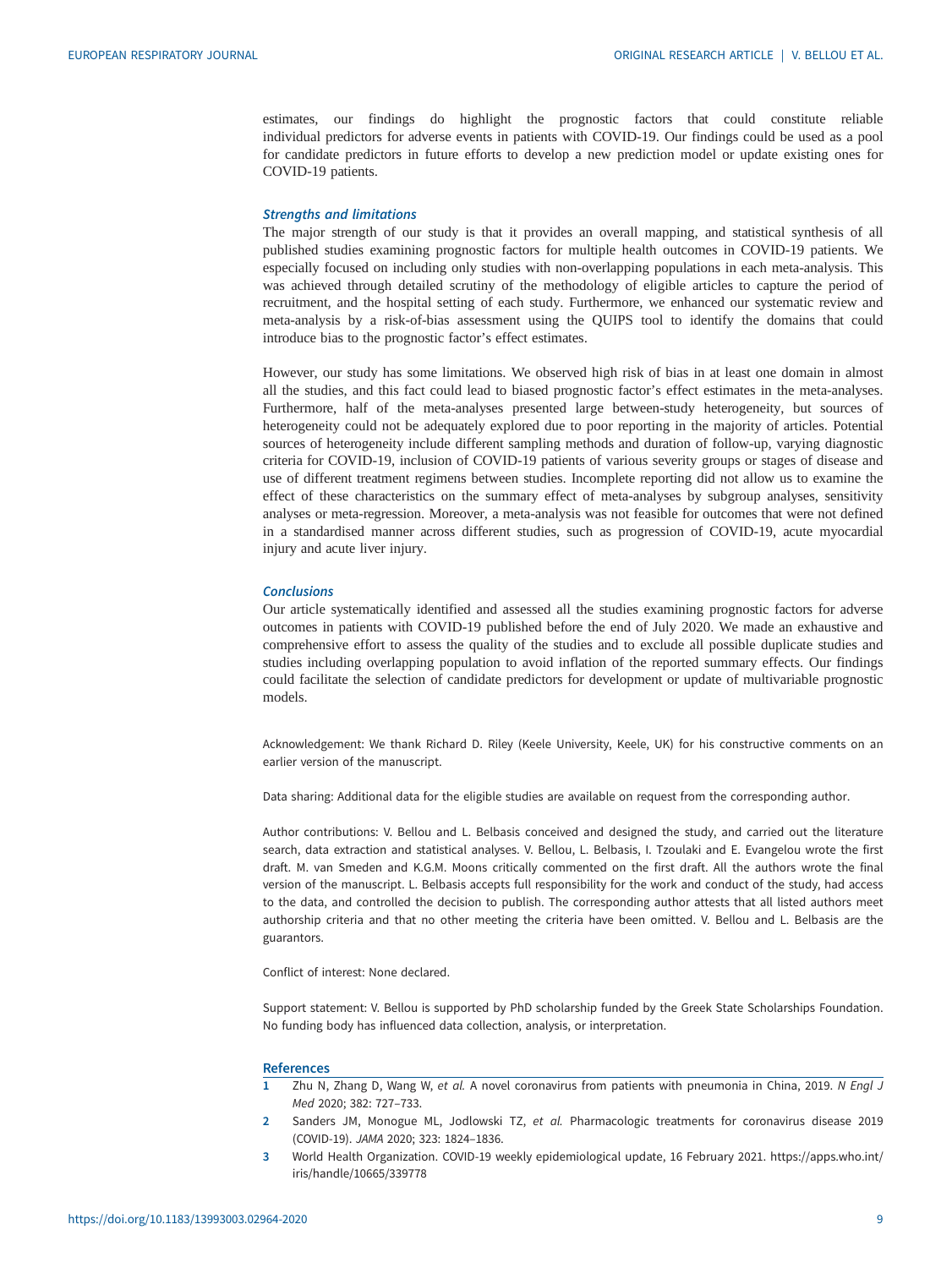estimates, our findings do highlight the prognostic factors that could constitute reliable individual predictors for adverse events in patients with COVID-19. Our findings could be used as a pool for candidate predictors in future efforts to develop a new prediction model or update existing ones for COVID-19 patients.

### *Strengths and limitations*

The major strength of our study is that it provides an overall mapping, and statistical synthesis of all published studies examining prognostic factors for multiple health outcomes in COVID-19 patients. We especially focused on including only studies with non-overlapping populations in each meta-analysis. This was achieved through detailed scrutiny of the methodology of eligible articles to capture the period of recruitment, and the hospital setting of each study. Furthermore, we enhanced our systematic review and meta-analysis by a risk-of-bias assessment using the QUIPS tool to identify the domains that could introduce bias to the prognostic factor's effect estimates.

However, our study has some limitations. We observed high risk of bias in at least one domain in almost all the studies, and this fact could lead to biased prognostic factor's effect estimates in the meta-analyses. Furthermore, half of the meta-analyses presented large between-study heterogeneity, but sources of heterogeneity could not be adequately explored due to poor reporting in the majority of articles. Potential sources of heterogeneity include different sampling methods and duration of follow-up, varying diagnostic criteria for COVID-19, inclusion of COVID-19 patients of various severity groups or stages of disease and use of different treatment regimens between studies. Incomplete reporting did not allow us to examine the effect of these characteristics on the summary effect of meta-analyses by subgroup analyses, sensitivity analyses or meta-regression. Moreover, a meta-analysis was not feasible for outcomes that were not defined in a standardised manner across different studies, such as progression of COVID-19, acute myocardial injury and acute liver injury.

### *Conclusions*

Our article systematically identified and assessed all the studies examining prognostic factors for adverse outcomes in patients with COVID-19 published before the end of July 2020. We made an exhaustive and comprehensive effort to assess the quality of the studies and to exclude all possible duplicate studies and studies including overlapping population to avoid inflation of the reported summary effects. Our findings could facilitate the selection of candidate predictors for development or update of multivariable prognostic models.

Acknowledgement: We thank Richard D. Riley (Keele University, Keele, UK) for his constructive comments on an earlier version of the manuscript.

Data sharing: Additional data for the eligible studies are available on request from the corresponding author.

Author contributions: V. Bellou and L. Belbasis conceived and designed the study, and carried out the literature search, data extraction and statistical analyses. V. Bellou, L. Belbasis, I. Tzoulaki and E. Evangelou wrote the first draft. M. van Smeden and K.G.M. Moons critically commented on the first draft. All the authors wrote the final version of the manuscript. L. Belbasis accepts full responsibility for the work and conduct of the study, had access to the data, and controlled the decision to publish. The corresponding author attests that all listed authors meet authorship criteria and that no other meeting the criteria have been omitted. V. Bellou and L. Belbasis are the guarantors.

Conflict of interest: None declared.

Support statement: V. Bellou is supported by PhD scholarship funded by the Greek State Scholarships Foundation. No funding body has influenced data collection, analysis, or interpretation.

## References

1. Zhu N, Zhang D, Wang W, *et al.* A novel coronavirus from patients with pneumonia in China, 2019. *N Engl J Med* 2020; 382: 727–733.
2. Sanders JM, Monogue ML, Jodlowski TZ, *et al.* Pharmacologic treatments for coronavirus disease 2019 (COVID-19). *JAMA* 2020; 323: 1824–1836.
3. World Health Organization. COVID-19 weekly epidemiological update, 16 February 2021. https://apps.who.int/iris/handle/10665/339778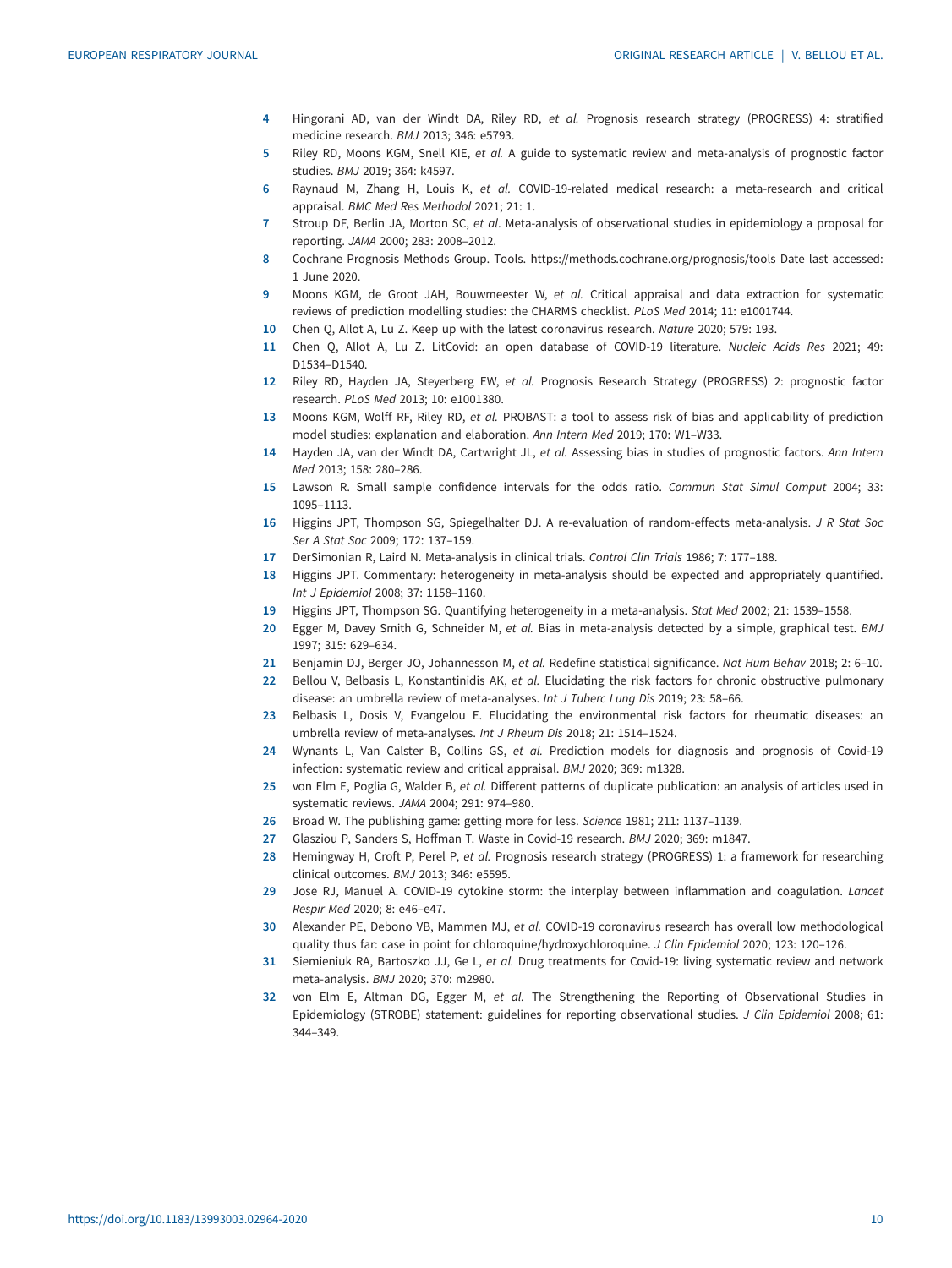4. Hingorani AD, van der Windt DA, Riley RD, *et al.* Prognosis research strategy (PROGRESS) 4: stratified medicine research. *BMJ* 2013; 346: e5793.
5. Riley RD, Moons KGM, Snell KIE, *et al.* A guide to systematic review and meta-analysis of prognostic factor studies. *BMJ* 2019; 364: k4597.
6. Raynaud M, Zhang H, Louis K, *et al.* COVID-19-related medical research: a meta-research and critical appraisal. *BMC Med Res Methodol* 2021; 21: 1.
7. Stroup DF, Berlin JA, Morton SC, *et al*. Meta-analysis of observational studies in epidemiology a proposal for reporting. *JAMA* 2000; 283: 2008–2012.
8. Cochrane Prognosis Methods Group. Tools. https://methods.cochrane.org/prognosis/tools Date last accessed: 1 June 2020.
9. Moons KGM, de Groot JAH, Bouwmeester W, *et al.* Critical appraisal and data extraction for systematic reviews of prediction modelling studies: the CHARMS checklist. *PLoS Med* 2014; 11: e1001744.
10. Chen Q, Allot A, Lu Z. Keep up with the latest coronavirus research. *Nature* 2020; 579: 193.
11. Chen Q, Allot A, Lu Z. LitCovid: an open database of COVID-19 literature. *Nucleic Acids Res* 2021; 49: D1534–D1540.
12. Riley RD, Hayden JA, Steyerberg EW, *et al.* Prognosis Research Strategy (PROGRESS) 2: prognostic factor research. *PLoS Med* 2013; 10: e1001380.
13. Moons KGM, Wolff RF, Riley RD, *et al.* PROBAST: a tool to assess risk of bias and applicability of prediction model studies: explanation and elaboration. *Ann Intern Med* 2019; 170: W1–W33.
14. Hayden JA, van der Windt DA, Cartwright JL, *et al.* Assessing bias in studies of prognostic factors. *Ann Intern Med* 2013; 158: 280–286.
15. Lawson R. Small sample confidence intervals for the odds ratio. *Commun Stat Simul Comput* 2004; 33: 1095–1113.
16. Higgins JPT, Thompson SG, Spiegelhalter DJ. A re-evaluation of random-effects meta-analysis. *J R Stat Soc Ser A Stat Soc* 2009; 172: 137–159.
17. DerSimonian R, Laird N. Meta-analysis in clinical trials. *Control Clin Trials* 1986; 7: 177–188.
18. Higgins JPT. Commentary: heterogeneity in meta-analysis should be expected and appropriately quantified. *Int J Epidemiol* 2008; 37: 1158–1160.
19. Higgins JPT, Thompson SG. Quantifying heterogeneity in a meta-analysis. *Stat Med* 2002; 21: 1539–1558.
20. Egger M, Davey Smith G, Schneider M, *et al.* Bias in meta-analysis detected by a simple, graphical test. *BMJ* 1997; 315: 629–634.
21. Benjamin DJ, Berger JO, Johannesson M, *et al.* Redefine statistical significance. *Nat Hum Behav* 2018; 2: 6–10.
22. Bellou V, Belbasis L, Konstantinidis AK, *et al.* Elucidating the risk factors for chronic obstructive pulmonary disease: an umbrella review of meta-analyses. *Int J Tuberc Lung Dis* 2019; 23: 58–66.
23. Belbasis L, Dosis V, Evangelou E. Elucidating the environmental risk factors for rheumatic diseases: an umbrella review of meta-analyses. *Int J Rheum Dis* 2018; 21: 1514–1524.
24. Wynants L, Van Calster B, Collins GS, *et al.* Prediction models for diagnosis and prognosis of Covid-19 infection: systematic review and critical appraisal. *BMJ* 2020; 369: m1328.
25. von Elm E, Poglia G, Walder B, *et al.* Different patterns of duplicate publication: an analysis of articles used in systematic reviews. *JAMA* 2004; 291: 974–980.
26. Broad W. The publishing game: getting more for less. *Science* 1981; 211: 1137–1139.
27. Glasziou P, Sanders S, Hoffman T. Waste in Covid-19 research. *BMJ* 2020; 369: m1847.
28. Hemingway H, Croft P, Perel P, *et al.* Prognosis research strategy (PROGRESS) 1: a framework for researching clinical outcomes. *BMJ* 2013; 346: e5595.
29. Jose RJ, Manuel A. COVID-19 cytokine storm: the interplay between inflammation and coagulation. *Lancet Respir Med* 2020; 8: e46–e47.
30. Alexander PE, Debono VB, Mammen MJ, *et al.* COVID-19 coronavirus research has overall low methodological quality thus far: case in point for chloroquine/hydroxychloroquine. *J Clin Epidemiol* 2020; 123: 120–126.
31. Siemieniuk RA, Bartoszko JJ, Ge L, *et al.* Drug treatments for Covid-19: living systematic review and network meta-analysis. *BMJ* 2020; 370: m2980.
32. von Elm E, Altman DG, Egger M, *et al.* The Strengthening the Reporting of Observational Studies in Epidemiology (STROBE) statement: guidelines for reporting observational studies. *J Clin Epidemiol* 2008; 61: 344–349.